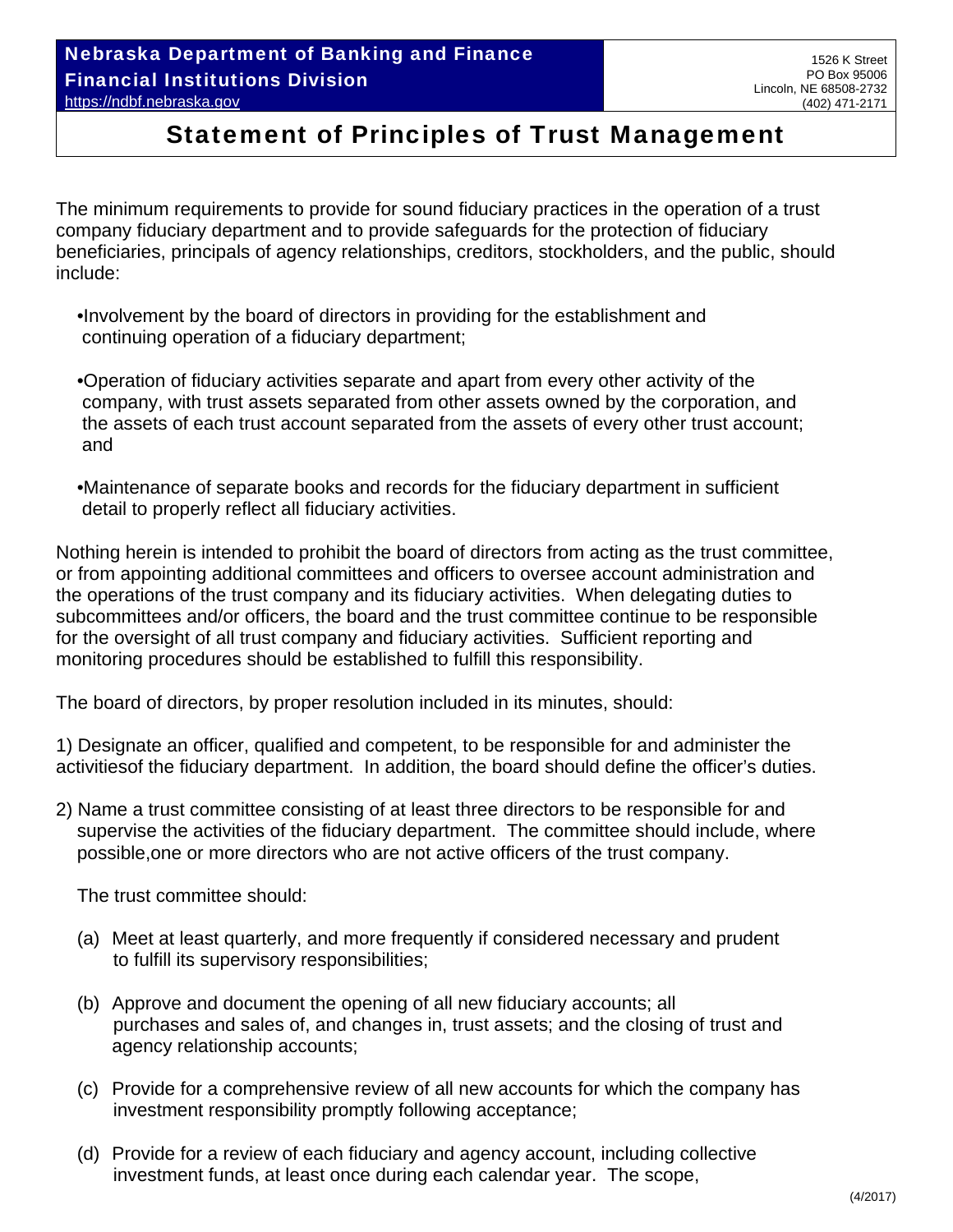**Nebraska Department of Banking and Finance**
**Financial Institutions Division**
https://ndbf.nebraska.gov

1526 K Street
PO Box 95006
Lincoln, NE 68508-2732
(402) 471-2171

# Statement of Principles of Trust Management

The minimum requirements to provide for sound fiduciary practices in the operation of a trust company fiduciary department and to provide safeguards for the protection of fiduciary beneficiaries, principals of agency relationships, creditors, stockholders, and the public, should include:

- Involvement by the board of directors in providing for the establishment and continuing operation of a fiduciary department;
- Operation of fiduciary activities separate and apart from every other activity of the company, with trust assets separated from other assets owned by the corporation, and the assets of each trust account separated from the assets of every other trust account; and
- Maintenance of separate books and records for the fiduciary department in sufficient detail to properly reflect all fiduciary activities.

Nothing herein is intended to prohibit the board of directors from acting as the trust committee, or from appointing additional committees and officers to oversee account administration and the operations of the trust company and its fiduciary activities. When delegating duties to subcommittees and/or officers, the board and the trust committee continue to be responsible for the oversight of all trust company and fiduciary activities. Sufficient reporting and monitoring procedures should be established to fulfill this responsibility.

The board of directors, by proper resolution included in its minutes, should:

1) Designate an officer, qualified and competent, to be responsible for and administer the activitiesof the fiduciary department. In addition, the board should define the officer's duties.

2) Name a trust committee consisting of at least three directors to be responsible for and supervise the activities of the fiduciary department. The committee should include, where possible,one or more directors who are not active officers of the trust company.

   The trust committee should:

   (a) Meet at least quarterly, and more frequently if considered necessary and prudent to fulfill its supervisory responsibilities;

   (b) Approve and document the opening of all new fiduciary accounts; all purchases and sales of, and changes in, trust assets; and the closing of trust and agency relationship accounts;

   (c) Provide for a comprehensive review of all new accounts for which the company has investment responsibility promptly following acceptance;

   (d) Provide for a review of each fiduciary and agency account, including collective investment funds, at least once during each calendar year. The scope,

(4/2017)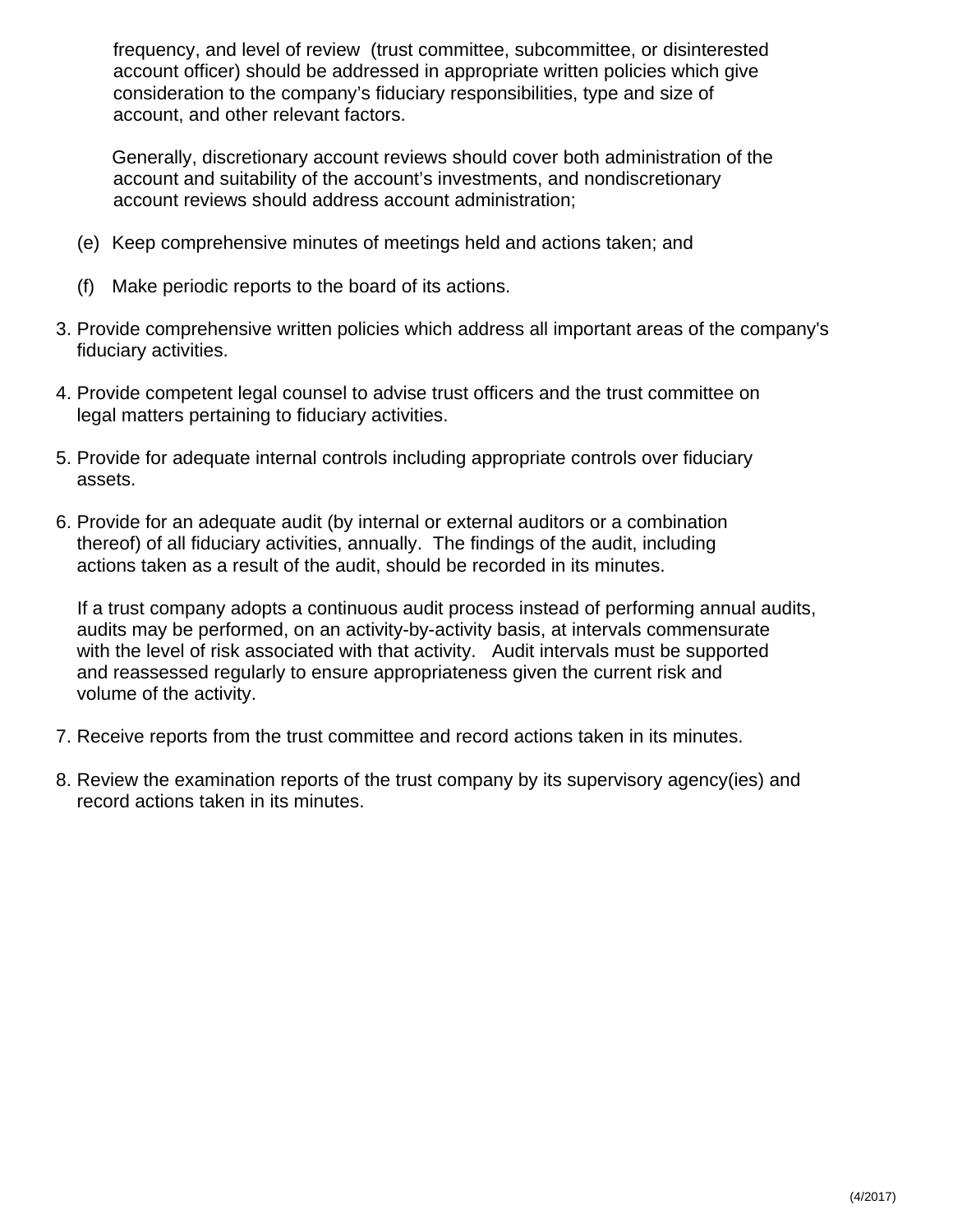frequency, and level of review (trust committee, subcommittee, or disinterested account officer) should be addressed in appropriate written policies which give consideration to the company's fiduciary responsibilities, type and size of account, and other relevant factors.

Generally, discretionary account reviews should cover both administration of the account and suitability of the account's investments, and nondiscretionary account reviews should address account administration;

(e) Keep comprehensive minutes of meetings held and actions taken; and

(f) Make periodic reports to the board of its actions.

3. Provide comprehensive written policies which address all important areas of the company's fiduciary activities.

4. Provide competent legal counsel to advise trust officers and the trust committee on legal matters pertaining to fiduciary activities.

5. Provide for adequate internal controls including appropriate controls over fiduciary assets.

6. Provide for an adequate audit (by internal or external auditors or a combination thereof) of all fiduciary activities, annually. The findings of the audit, including actions taken as a result of the audit, should be recorded in its minutes.

   If a trust company adopts a continuous audit process instead of performing annual audits, audits may be performed, on an activity-by-activity basis, at intervals commensurate with the level of risk associated with that activity. Audit intervals must be supported and reassessed regularly to ensure appropriateness given the current risk and volume of the activity.

7. Receive reports from the trust committee and record actions taken in its minutes.

8. Review the examination reports of the trust company by its supervisory agency(ies) and record actions taken in its minutes.

(4/2017)